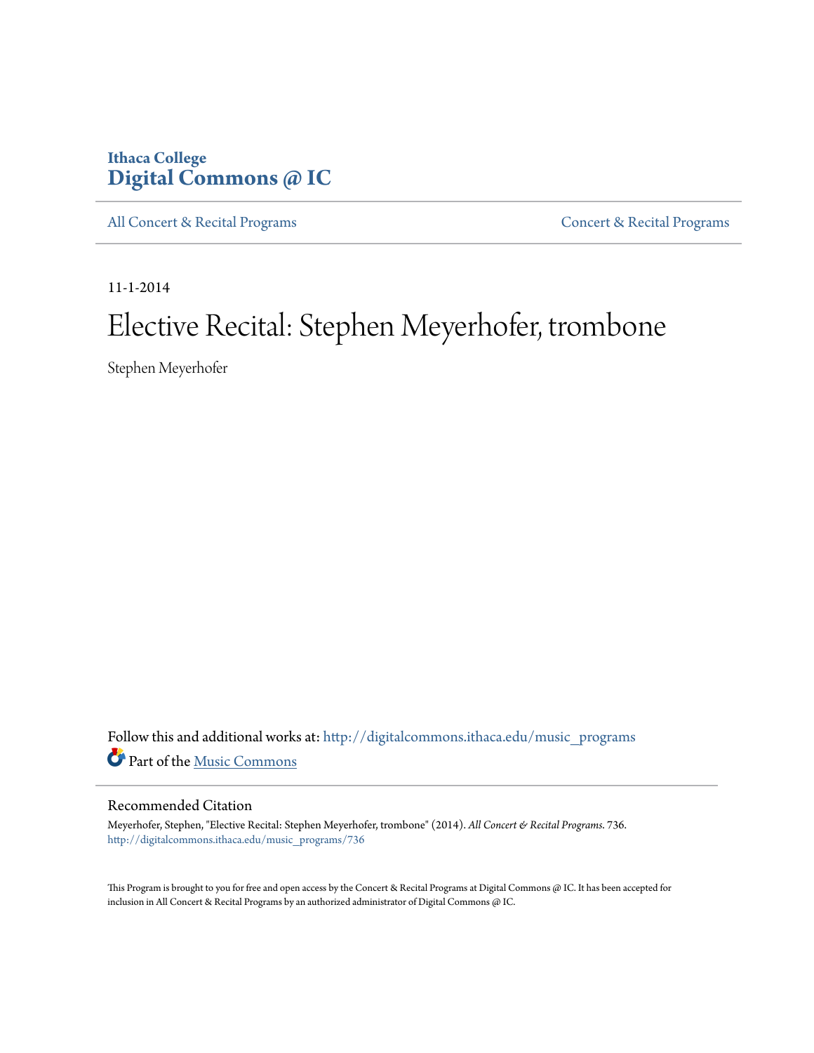**Ithaca College**
**Digital Commons @ IC**

All Concert & Recital Programs | Concert & Recital Programs

11-1-2014

# Elective Recital: Stephen Meyerhofer, trombone

Stephen Meyerhofer

Follow this and additional works at: http://digitalcommons.ithaca.edu/music_programs

Part of the Music Commons

## Recommended Citation

Meyerhofer, Stephen, "Elective Recital: Stephen Meyerhofer, trombone" (2014). *All Concert & Recital Programs*. 736.
http://digitalcommons.ithaca.edu/music_programs/736

This Program is brought to you for free and open access by the Concert & Recital Programs at Digital Commons @ IC. It has been accepted for inclusion in All Concert & Recital Programs by an authorized administrator of Digital Commons @ IC.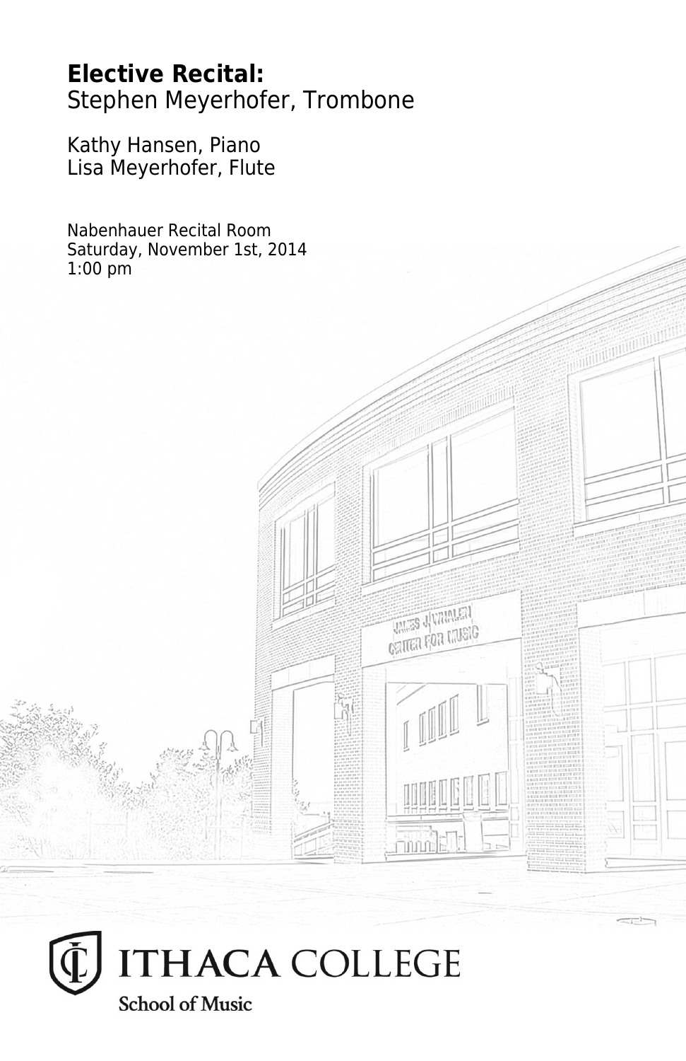**Elective Recital:**
Stephen Meyerhofer, Trombone

Kathy Hansen, Piano
Lisa Meyerhofer, Flute

Nabenhauer Recital Room
Saturday, November 1st, 2014
1:00 pm

ITHACA COLLEGE
School of Music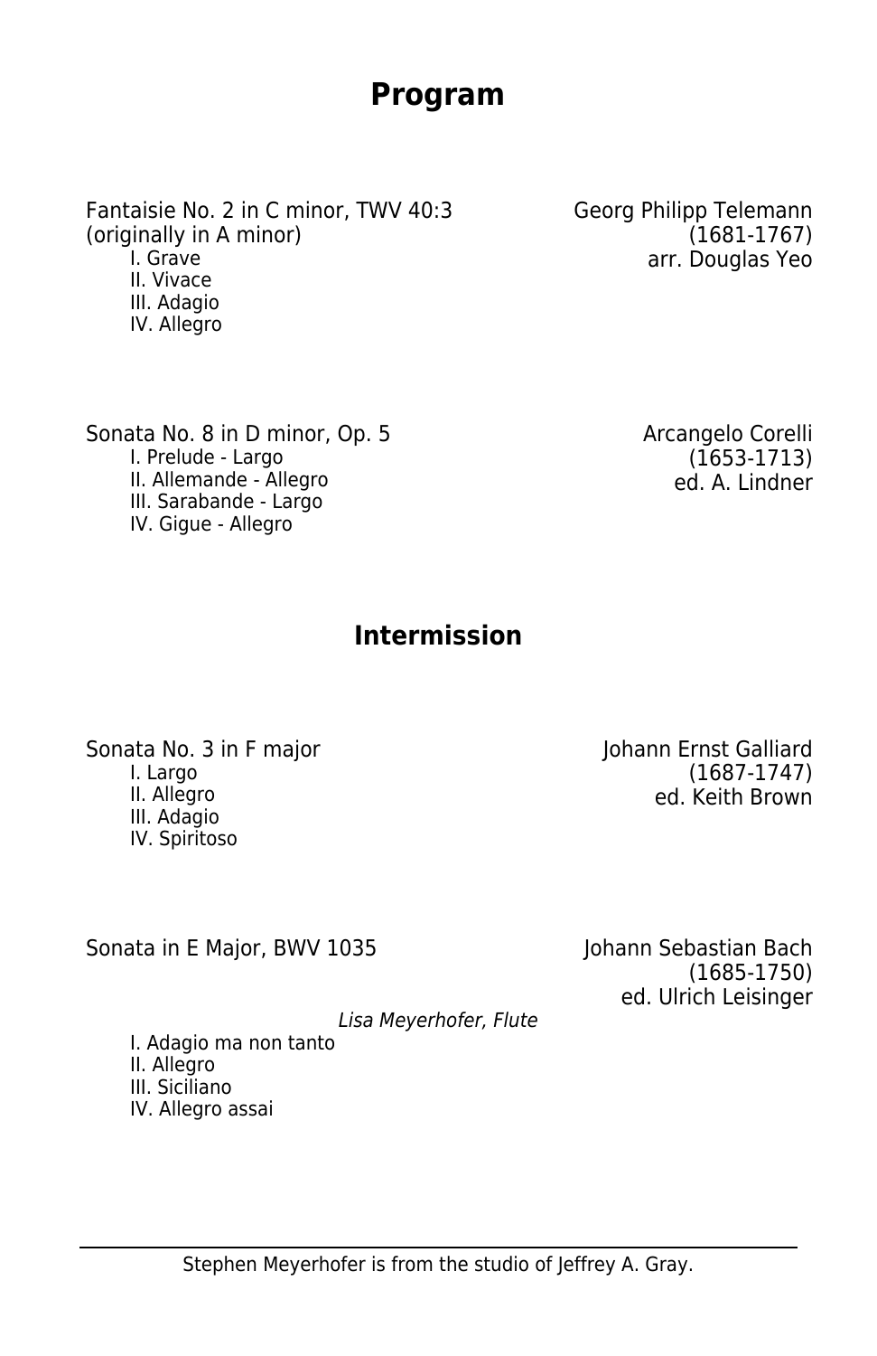# Program

Fantaisie No. 2 in C minor, TWV 40:3
(originally in A minor)

- I. Grave
- II. Vivace
- III. Adagio
- IV. Allegro

Georg Philipp Telemann
(1681-1767)
arr. Douglas Yeo

Sonata No. 8 in D minor, Op. 5

- I. Prelude - Largo
- II. Allemande - Allegro
- III. Sarabande - Largo
- IV. Gigue - Allegro

Arcangelo Corelli
(1653-1713)
ed. A. Lindner

## Intermission

Sonata No. 3 in F major

- I. Largo
- II. Allegro
- III. Adagio
- IV. Spiritoso

Johann Ernst Galliard
(1687-1747)
ed. Keith Brown

Sonata in E Major, BWV 1035

Johann Sebastian Bach
(1685-1750)
ed. Ulrich Leisinger

*Lisa Meyerhofer, Flute*

- I. Adagio ma non tanto
- II. Allegro
- III. Siciliano
- IV. Allegro assai

---

Stephen Meyerhofer is from the studio of Jeffrey A. Gray.